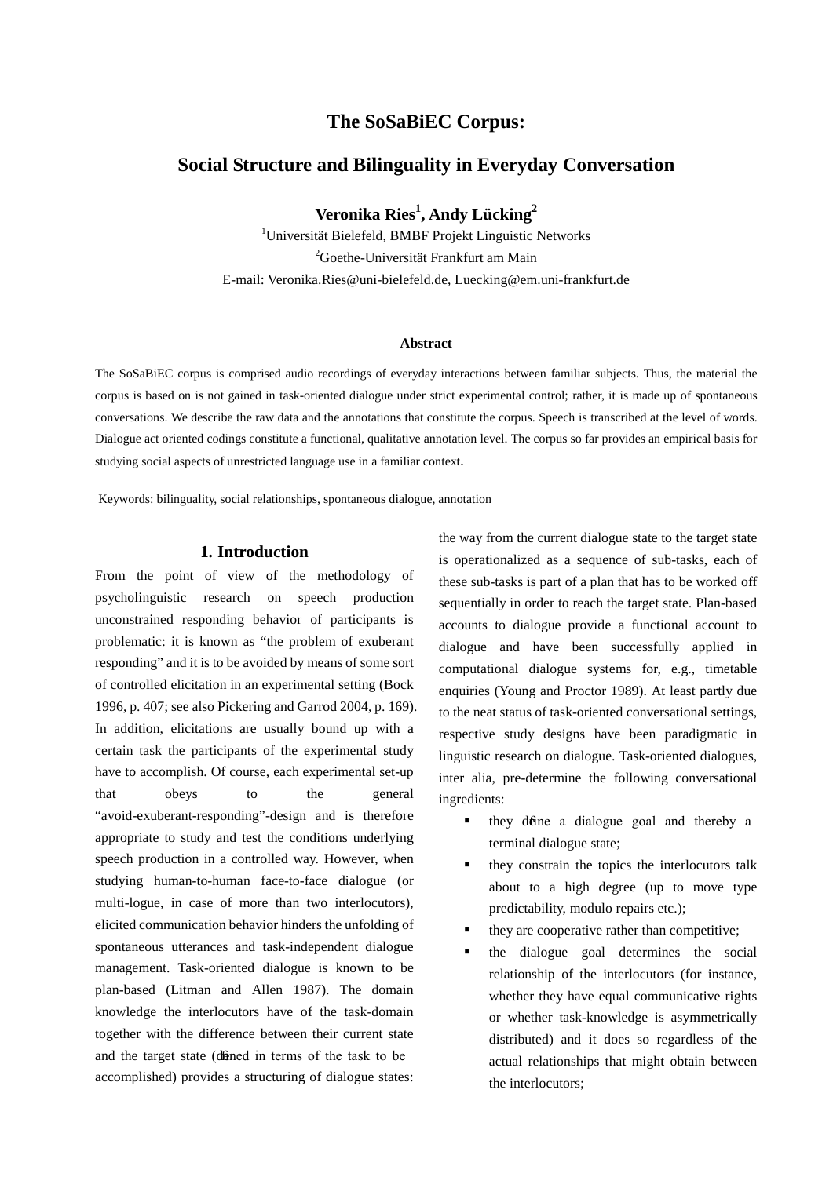# The SoSaBiEC Corpus:

# Social Structure and Bilinguality in Everyday Conversation

**Veronika Ries[1], Andy Lücking[2]**

[1]Universität Bielefeld, BMBF Projekt Linguistic Networks

[2]Goethe-Universität Frankfurt am Main

E-mail: Veronika.Ries@uni-bielefeld.de, Luecking@em.uni-frankfurt.de

**Abstract**

The SoSaBiEC corpus is comprised audio recordings of everyday interactions between familiar subjects. Thus, the material the corpus is based on is not gained in task-oriented dialogue under strict experimental control; rather, it is made up of spontaneous conversations. We describe the raw data and the annotations that constitute the corpus. Speech is transcribed at the level of words. Dialogue act oriented codings constitute a functional, qualitative annotation level. The corpus so far provides an empirical basis for studying social aspects of unrestricted language use in a familiar context.

Keywords: bilinguality, social relationships, spontaneous dialogue, annotation

## 1. Introduction

From the point of view of the methodology of psycholinguistic research on speech production unconstrained responding behavior of participants is problematic: it is known as "the problem of exuberant responding" and it is to be avoided by means of some sort of controlled elicitation in an experimental setting (Bock 1996, p. 407; see also Pickering and Garrod 2004, p. 169). In addition, elicitations are usually bound up with a certain task the participants of the experimental study have to accomplish. Of course, each experimental set-up that obeys to the general "avoid-exuberant-responding"-design and is therefore appropriate to study and test the conditions underlying speech production in a controlled way. However, when studying human-to-human face-to-face dialogue (or multi-logue, in case of more than two interlocutors), elicited communication behavior hinders the unfolding of spontaneous utterances and task-independent dialogue management. Task-oriented dialogue is known to be plan-based (Litman and Allen 1987). The domain knowledge the interlocutors have of the task-domain together with the difference between their current state and the target state (defined in terms of the task to be accomplished) provides a structuring of dialogue states: the way from the current dialogue state to the target state is operationalized as a sequence of sub-tasks, each of these sub-tasks is part of a plan that has to be worked off sequentially in order to reach the target state. Plan-based accounts to dialogue provide a functional account to dialogue and have been successfully applied in computational dialogue systems for, e.g., timetable enquiries (Young and Proctor 1989). At least partly due to the neat status of task-oriented conversational settings, respective study designs have been paradigmatic in linguistic research on dialogue. Task-oriented dialogues, inter alia, pre-determine the following conversational ingredients:

- they define a dialogue goal and thereby a terminal dialogue state;
- they constrain the topics the interlocutors talk about to a high degree (up to move type predictability, modulo repairs etc.);
- they are cooperative rather than competitive;
- the dialogue goal determines the social relationship of the interlocutors (for instance, whether they have equal communicative rights or whether task-knowledge is asymmetrically distributed) and it does so regardless of the actual relationships that might obtain between the interlocutors;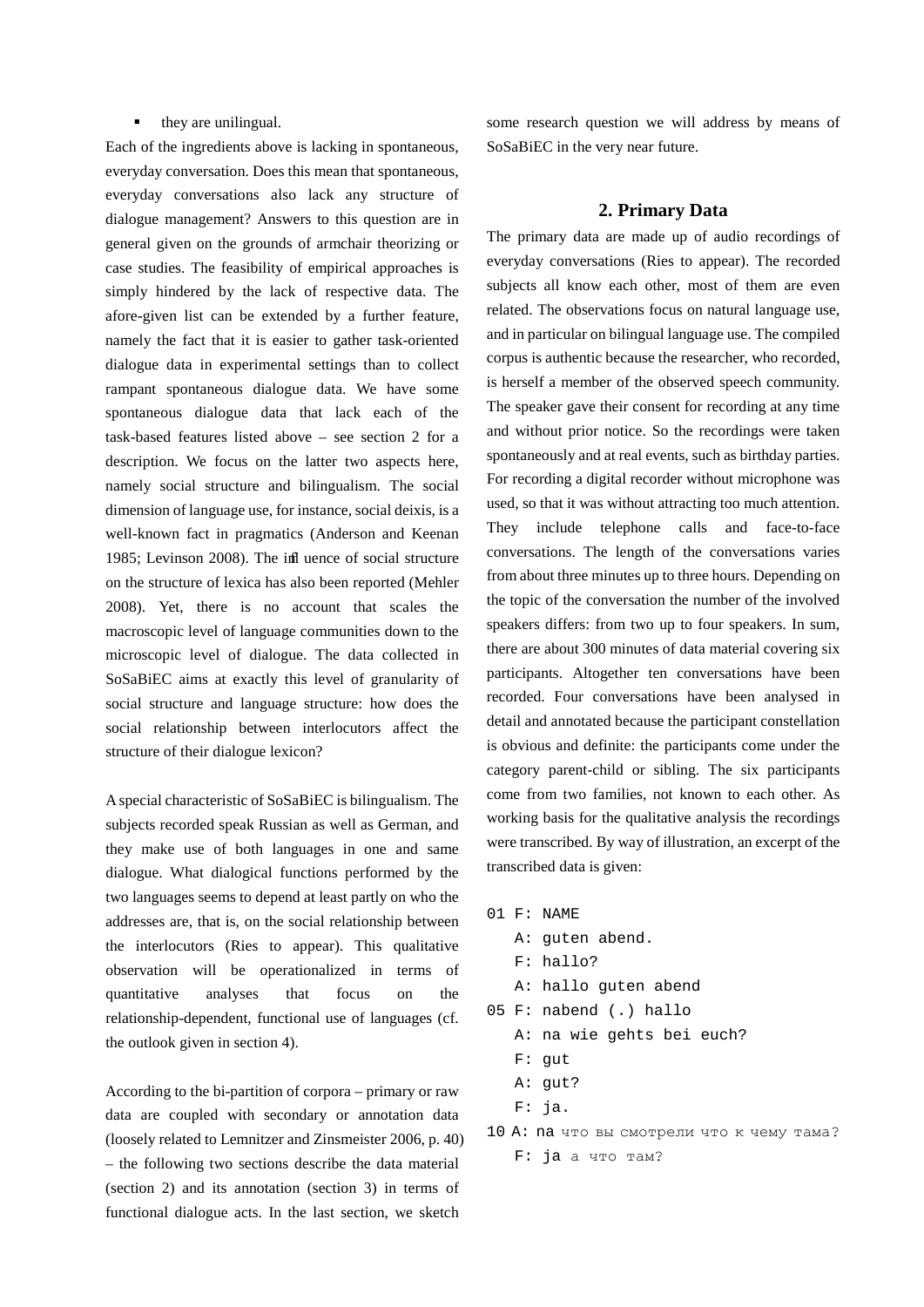- they are unilingual.

Each of the ingredients above is lacking in spontaneous, everyday conversation. Does this mean that spontaneous, everyday conversations also lack any structure of dialogue management? Answers to this question are in general given on the grounds of armchair theorizing or case studies. The feasibility of empirical approaches is simply hindered by the lack of respective data. The afore-given list can be extended by a further feature, namely the fact that it is easier to gather task-oriented dialogue data in experimental settings than to collect rampant spontaneous dialogue data. We have some spontaneous dialogue data that lack each of the task-based features listed above – see section 2 for a description. We focus on the latter two aspects here, namely social structure and bilingualism. The social dimension of language use, for instance, social deixis, is a well-known fact in pragmatics (Anderson and Keenan 1985; Levinson 2008). The influence of social structure on the structure of lexica has also been reported (Mehler 2008). Yet, there is no account that scales the macroscopic level of language communities down to the microscopic level of dialogue. The data collected in SoSaBiEC aims at exactly this level of granularity of social structure and language structure: how does the social relationship between interlocutors affect the structure of their dialogue lexicon?

A special characteristic of SoSaBiEC is bilingualism. The subjects recorded speak Russian as well as German, and they make use of both languages in one and same dialogue. What dialogical functions performed by the two languages seems to depend at least partly on who the addresses are, that is, on the social relationship between the interlocutors (Ries to appear). This qualitative observation will be operationalized in terms of quantitative analyses that focus on the relationship-dependent, functional use of languages (cf. the outlook given in section 4).

According to the bi-partition of corpora – primary or raw data are coupled with secondary or annotation data (loosely related to Lemnitzer and Zinsmeister 2006, p. 40) – the following two sections describe the data material (section 2) and its annotation (section 3) in terms of functional dialogue acts. In the last section, we sketch some research question we will address by means of SoSaBiEC in the very near future.

## 2. Primary Data

The primary data are made up of audio recordings of everyday conversations (Ries to appear). The recorded subjects all know each other, most of them are even related. The observations focus on natural language use, and in particular on bilingual language use. The compiled corpus is authentic because the researcher, who recorded, is herself a member of the observed speech community. The speaker gave their consent for recording at any time and without prior notice. So the recordings were taken spontaneously and at real events, such as birthday parties. For recording a digital recorder without microphone was used, so that it was without attracting too much attention. They include telephone calls and face-to-face conversations. The length of the conversations varies from about three minutes up to three hours. Depending on the topic of the conversation the number of the involved speakers differs: from two up to four speakers. In sum, there are about 300 minutes of data material covering six participants. Altogether ten conversations have been recorded. Four conversations have been analysed in detail and annotated because the participant constellation is obvious and definite: the participants come under the category parent-child or sibling. The six participants come from two families, not known to each other. As working basis for the qualitative analysis the recordings were transcribed. By way of illustration, an excerpt of the transcribed data is given:

```
01 F: NAME
   A: guten abend.
   F: hallo?
   A: hallo guten abend
05 F: nabend (.) hallo
   A: na wie gehts bei euch?
   F: gut
   A: gut?
   F: ja.
10 A: na что вы смотрели что к чему тама?
   F: ja а что там?
```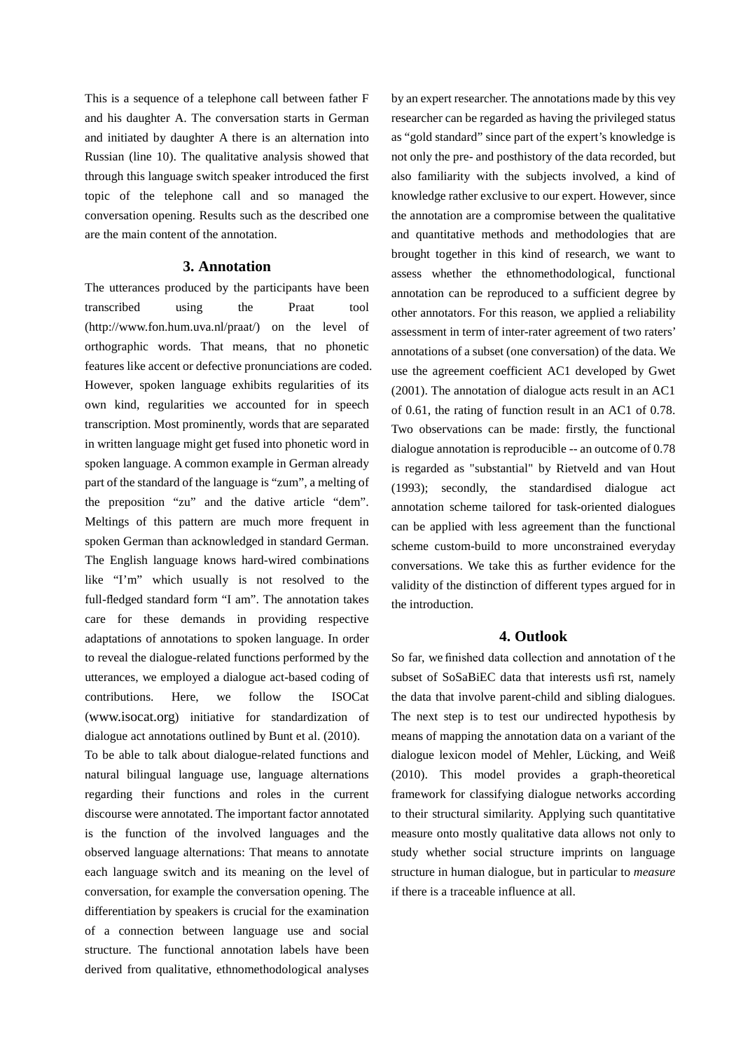This is a sequence of a telephone call between father F and his daughter A. The conversation starts in German and initiated by daughter A there is an alternation into Russian (line 10). The qualitative analysis showed that through this language switch speaker introduced the first topic of the telephone call and so managed the conversation opening. Results such as the described one are the main content of the annotation.

## 3. Annotation

The utterances produced by the participants have been transcribed using the Praat tool (http://www.fon.hum.uva.nl/praat/) on the level of orthographic words. That means, that no phonetic features like accent or defective pronunciations are coded. However, spoken language exhibits regularities of its own kind, regularities we accounted for in speech transcription. Most prominently, words that are separated in written language might get fused into phonetic word in spoken language. A common example in German already part of the standard of the language is "zum", a melting of the preposition "zu" and the dative article "dem". Meltings of this pattern are much more frequent in spoken German than acknowledged in standard German. The English language knows hard-wired combinations like "I'm" which usually is not resolved to the full-fledged standard form "I am". The annotation takes care for these demands in providing respective adaptations of annotations to spoken language. In order to reveal the dialogue-related functions performed by the utterances, we employed a dialogue act-based coding of contributions. Here, we follow the ISOCat (www.isocat.org) initiative for standardization of dialogue act annotations outlined by Bunt et al. (2010).

To be able to talk about dialogue-related functions and natural bilingual language use, language alternations regarding their functions and roles in the current discourse were annotated. The important factor annotated is the function of the involved languages and the observed language alternations: That means to annotate each language switch and its meaning on the level of conversation, for example the conversation opening. The differentiation by speakers is crucial for the examination of a connection between language use and social structure. The functional annotation labels have been derived from qualitative, ethnomethodological analyses by an expert researcher. The annotations made by this vey researcher can be regarded as having the privileged status as "gold standard" since part of the expert's knowledge is not only the pre- and posthistory of the data recorded, but also familiarity with the subjects involved, a kind of knowledge rather exclusive to our expert. However, since the annotation are a compromise between the qualitative and quantitative methods and methodologies that are brought together in this kind of research, we want to assess whether the ethnomethodological, functional annotation can be reproduced to a sufficient degree by other annotators. For this reason, we applied a reliability assessment in term of inter-rater agreement of two raters' annotations of a subset (one conversation) of the data. We use the agreement coefficient AC1 developed by Gwet (2001). The annotation of dialogue acts result in an AC1 of 0.61, the rating of function result in an AC1 of 0.78. Two observations can be made: firstly, the functional dialogue annotation is reproducible -- an outcome of 0.78 is regarded as "substantial" by Rietveld and van Hout (1993); secondly, the standardised dialogue act annotation scheme tailored for task-oriented dialogues can be applied with less agreement than the functional scheme custom-build to more unconstrained everyday conversations. We take this as further evidence for the validity of the distinction of different types argued for in the introduction.

## 4. Outlook

So far, we finished data collection and annotation of the subset of SoSaBiEC data that interests us first, namely the data that involve parent-child and sibling dialogues. The next step is to test our undirected hypothesis by means of mapping the annotation data on a variant of the dialogue lexicon model of Mehler, Lücking, and Weiß (2010). This model provides a graph-theoretical framework for classifying dialogue networks according to their structural similarity. Applying such quantitative measure onto mostly qualitative data allows not only to study whether social structure imprints on language structure in human dialogue, but in particular to *measure* if there is a traceable influence at all.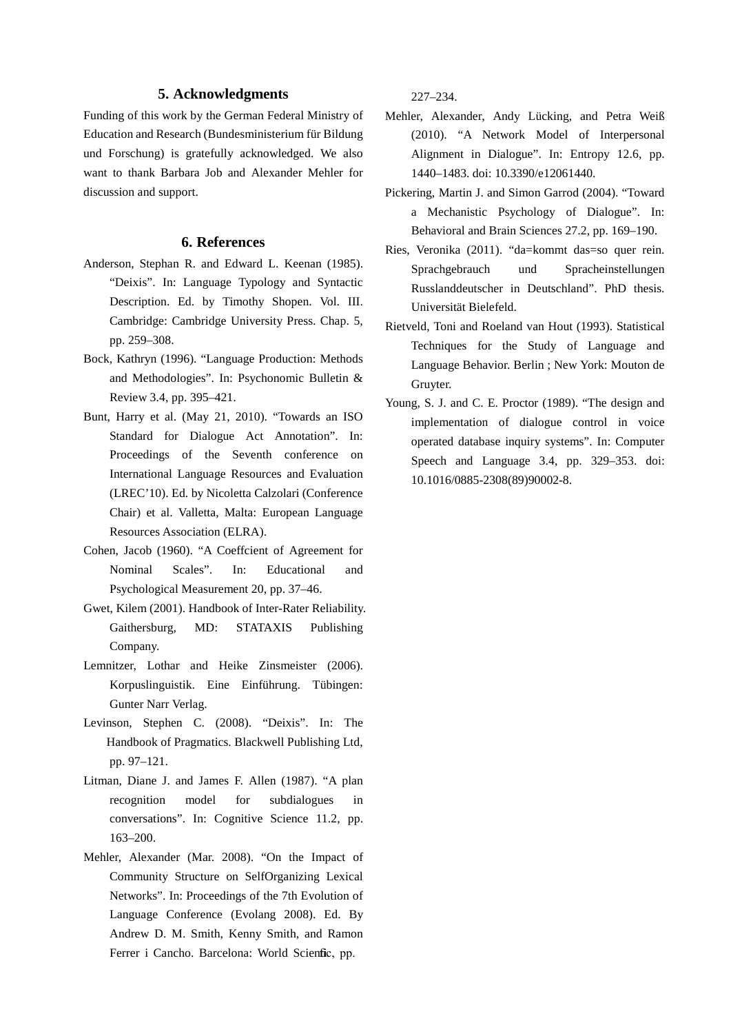## 5. Acknowledgments

Funding of this work by the German Federal Ministry of Education and Research (Bundesministerium für Bildung und Forschung) is gratefully acknowledged. We also want to thank Barbara Job and Alexander Mehler for discussion and support.

## 6. References

Anderson, Stephan R. and Edward L. Keenan (1985). "Deixis". In: Language Typology and Syntactic Description. Ed. by Timothy Shopen. Vol. III. Cambridge: Cambridge University Press. Chap. 5, pp. 259–308.

Bock, Kathryn (1996). "Language Production: Methods and Methodologies". In: Psychonomic Bulletin & Review 3.4, pp. 395–421.

Bunt, Harry et al. (May 21, 2010). "Towards an ISO Standard for Dialogue Act Annotation". In: Proceedings of the Seventh conference on International Language Resources and Evaluation (LREC'10). Ed. by Nicoletta Calzolari (Conference Chair) et al. Valletta, Malta: European Language Resources Association (ELRA).

Cohen, Jacob (1960). "A Coeffcient of Agreement for Nominal Scales". In: Educational and Psychological Measurement 20, pp. 37–46.

Gwet, Kilem (2001). Handbook of Inter-Rater Reliability. Gaithersburg, MD: STATAXIS Publishing Company.

Lemnitzer, Lothar and Heike Zinsmeister (2006). Korpuslinguistik. Eine Einführung. Tübingen: Gunter Narr Verlag.

Levinson, Stephen C. (2008). "Deixis". In: The Handbook of Pragmatics. Blackwell Publishing Ltd, pp. 97–121.

Litman, Diane J. and James F. Allen (1987). "A plan recognition model for subdialogues in conversations". In: Cognitive Science 11.2, pp. 163–200.

Mehler, Alexander (Mar. 2008). "On the Impact of Community Structure on SelfOrganizing Lexical Networks". In: Proceedings of the 7th Evolution of Language Conference (Evolang 2008). Ed. By Andrew D. M. Smith, Kenny Smith, and Ramon Ferrer i Cancho. Barcelona: World Scientific, pp. 227–234.

Mehler, Alexander, Andy Lücking, and Petra Weiß (2010). "A Network Model of Interpersonal Alignment in Dialogue". In: Entropy 12.6, pp. 1440–1483. doi: 10.3390/e12061440.

Pickering, Martin J. and Simon Garrod (2004). "Toward a Mechanistic Psychology of Dialogue". In: Behavioral and Brain Sciences 27.2, pp. 169–190.

Ries, Veronika (2011). "da=kommt das=so quer rein. Sprachgebrauch und Spracheinstellungen Russlanddeutscher in Deutschland". PhD thesis. Universität Bielefeld.

Rietveld, Toni and Roeland van Hout (1993). Statistical Techniques for the Study of Language and Language Behavior. Berlin ; New York: Mouton de Gruyter.

Young, S. J. and C. E. Proctor (1989). "The design and implementation of dialogue control in voice operated database inquiry systems". In: Computer Speech and Language 3.4, pp. 329–353. doi: 10.1016/0885-2308(89)90002-8.